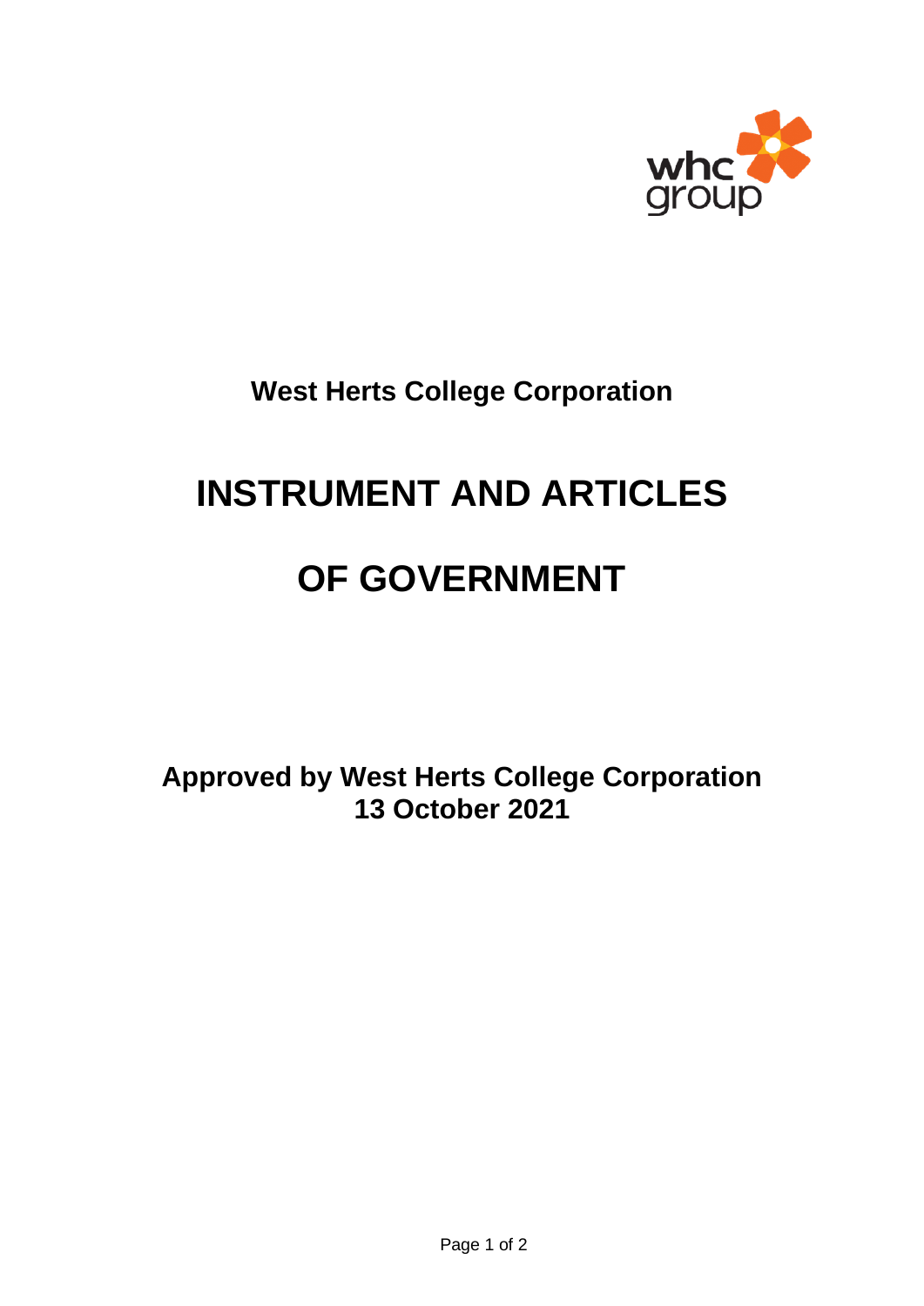whc group

## West Herts College Corporation

# INSTRUMENT AND ARTICLES OF GOVERNMENT

**Approved by West Herts College Corporation**
**13 October 2021**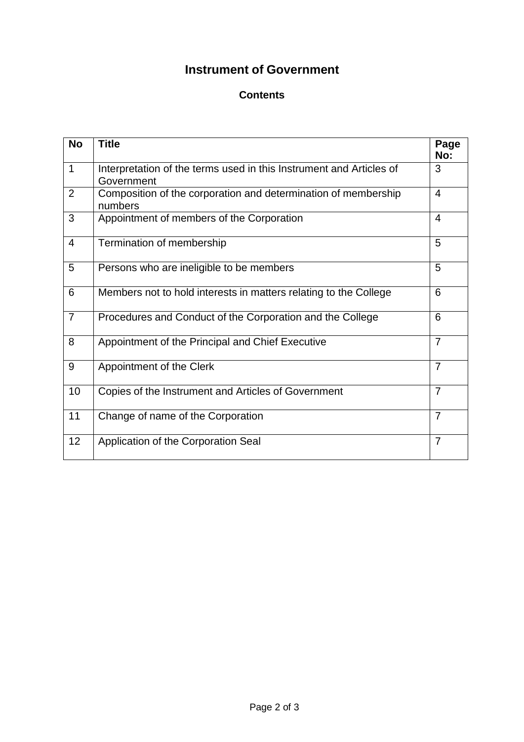# Instrument of Government

## Contents

| No | Title | Page No: |
|---|---|---|
| 1 | Interpretation of the terms used in this Instrument and Articles of Government | 3 |
| 2 | Composition of the corporation and determination of membership numbers | 4 |
| 3 | Appointment of members of the Corporation | 4 |
| 4 | Termination of membership | 5 |
| 5 | Persons who are ineligible to be members | 5 |
| 6 | Members not to hold interests in matters relating to the College | 6 |
| 7 | Procedures and Conduct of the Corporation and the College | 6 |
| 8 | Appointment of the Principal and Chief Executive | 7 |
| 9 | Appointment of the Clerk | 7 |
| 10 | Copies of the Instrument and Articles of Government | 7 |
| 11 | Change of name of the Corporation | 7 |
| 12 | Application of the Corporation Seal | 7 |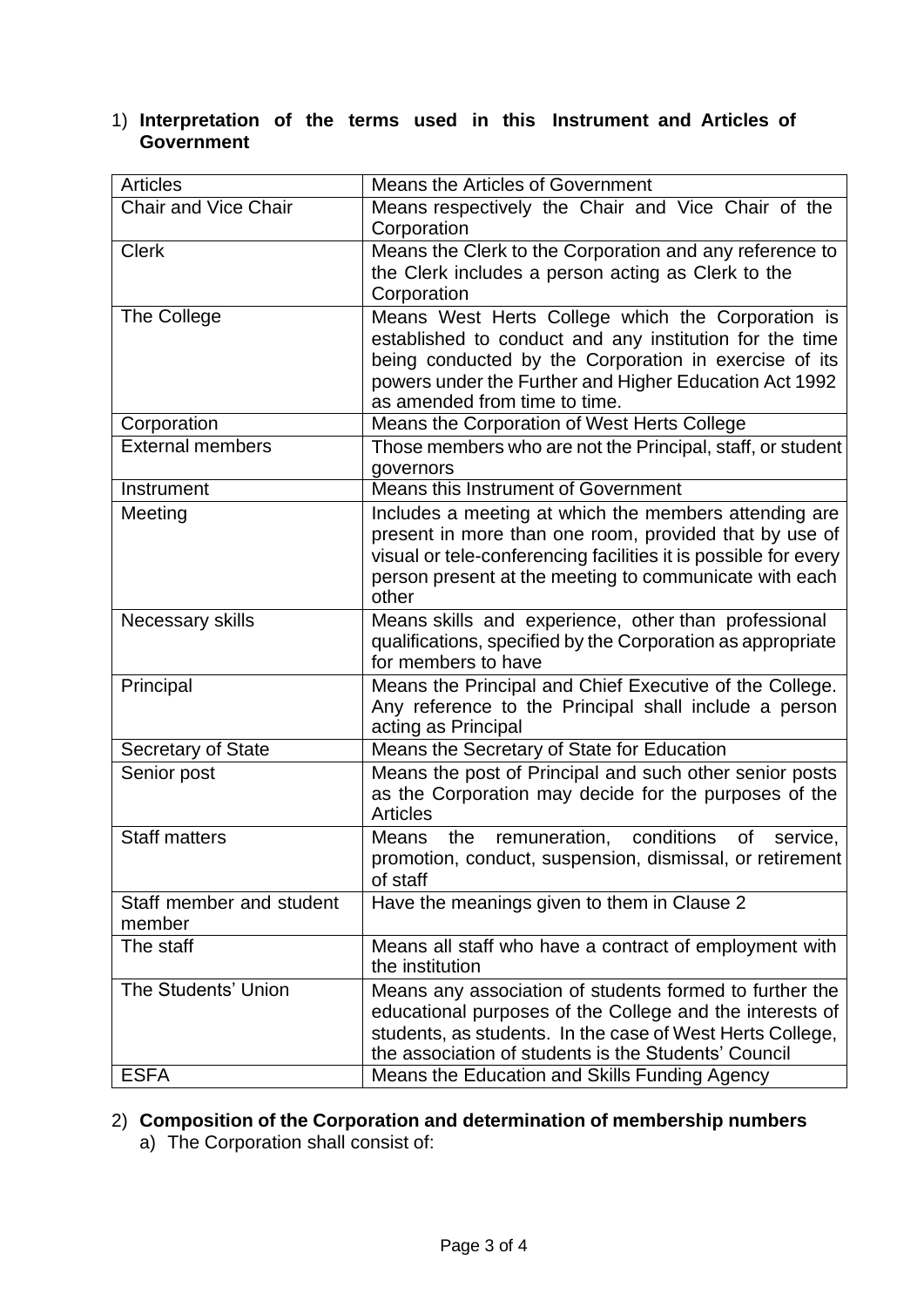1) **Interpretation of the terms used in this Instrument and Articles of Government**

| | |
|---|---|
| Articles | Means the Articles of Government |
| Chair and Vice Chair | Means respectively the Chair and Vice Chair of the Corporation |
| Clerk | Means the Clerk to the Corporation and any reference to the Clerk includes a person acting as Clerk to the Corporation |
| The College | Means West Herts College which the Corporation is established to conduct and any institution for the time being conducted by the Corporation in exercise of its powers under the Further and Higher Education Act 1992 as amended from time to time. |
| Corporation | Means the Corporation of West Herts College |
| External members | Those members who are not the Principal, staff, or student governors |
| Instrument | Means this Instrument of Government |
| Meeting | Includes a meeting at which the members attending are present in more than one room, provided that by use of visual or tele-conferencing facilities it is possible for every person present at the meeting to communicate with each other |
| Necessary skills | Means skills and experience, other than professional qualifications, specified by the Corporation as appropriate for members to have |
| Principal | Means the Principal and Chief Executive of the College. Any reference to the Principal shall include a person acting as Principal |
| Secretary of State | Means the Secretary of State for Education |
| Senior post | Means the post of Principal and such other senior posts as the Corporation may decide for the purposes of the Articles |
| Staff matters | Means the remuneration, conditions of service, promotion, conduct, suspension, dismissal, or retirement of staff |
| Staff member and student member | Have the meanings given to them in Clause 2 |
| The staff | Means all staff who have a contract of employment with the institution |
| The Students' Union | Means any association of students formed to further the educational purposes of the College and the interests of students, as students. In the case of West Herts College, the association of students is the Students' Council |
| ESFA | Means the Education and Skills Funding Agency |

2) **Composition of the Corporation and determination of membership numbers**

a) The Corporation shall consist of: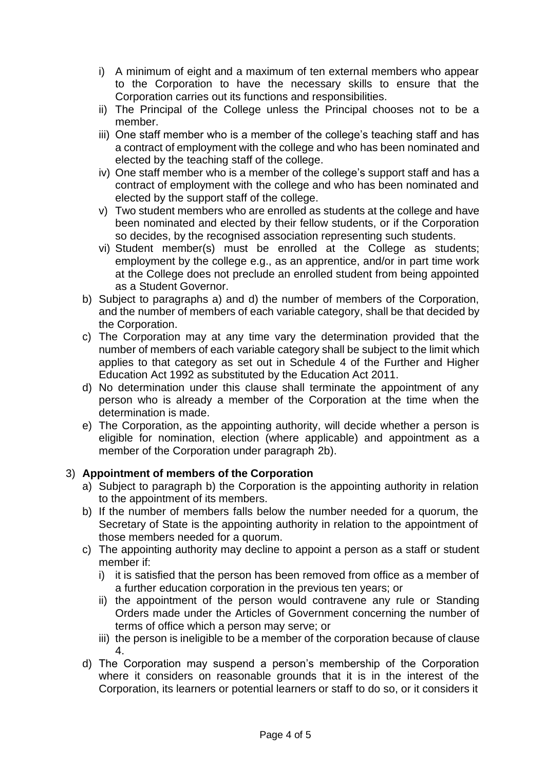i) A minimum of eight and a maximum of ten external members who appear to the Corporation to have the necessary skills to ensure that the Corporation carries out its functions and responsibilities.
  ii) The Principal of the College unless the Principal chooses not to be a member.
  iii) One staff member who is a member of the college's teaching staff and has a contract of employment with the college and who has been nominated and elected by the teaching staff of the college.
  iv) One staff member who is a member of the college's support staff and has a contract of employment with the college and who has been nominated and elected by the support staff of the college.
  v) Two student members who are enrolled as students at the college and have been nominated and elected by their fellow students, or if the Corporation so decides, by the recognised association representing such students.
  vi) Student member(s) must be enrolled at the College as students; employment by the college e.g., as an apprentice, and/or in part time work at the College does not preclude an enrolled student from being appointed as a Student Governor.

b) Subject to paragraphs a) and d) the number of members of the Corporation, and the number of members of each variable category, shall be that decided by the Corporation.

c) The Corporation may at any time vary the determination provided that the number of members of each variable category shall be subject to the limit which applies to that category as set out in Schedule 4 of the Further and Higher Education Act 1992 as substituted by the Education Act 2011.

d) No determination under this clause shall terminate the appointment of any person who is already a member of the Corporation at the time when the determination is made.

e) The Corporation, as the appointing authority, will decide whether a person is eligible for nomination, election (where applicable) and appointment as a member of the Corporation under paragraph 2b).

3) **Appointment of members of the Corporation**

a) Subject to paragraph b) the Corporation is the appointing authority in relation to the appointment of its members.

b) If the number of members falls below the number needed for a quorum, the Secretary of State is the appointing authority in relation to the appointment of those members needed for a quorum.

c) The appointing authority may decline to appoint a person as a staff or student member if:
  i) it is satisfied that the person has been removed from office as a member of a further education corporation in the previous ten years; or
  ii) the appointment of the person would contravene any rule or Standing Orders made under the Articles of Government concerning the number of terms of office which a person may serve; or
  iii) the person is ineligible to be a member of the corporation because of clause 4.

d) The Corporation may suspend a person's membership of the Corporation where it considers on reasonable grounds that it is in the interest of the Corporation, its learners or potential learners or staff to do so, or it considers it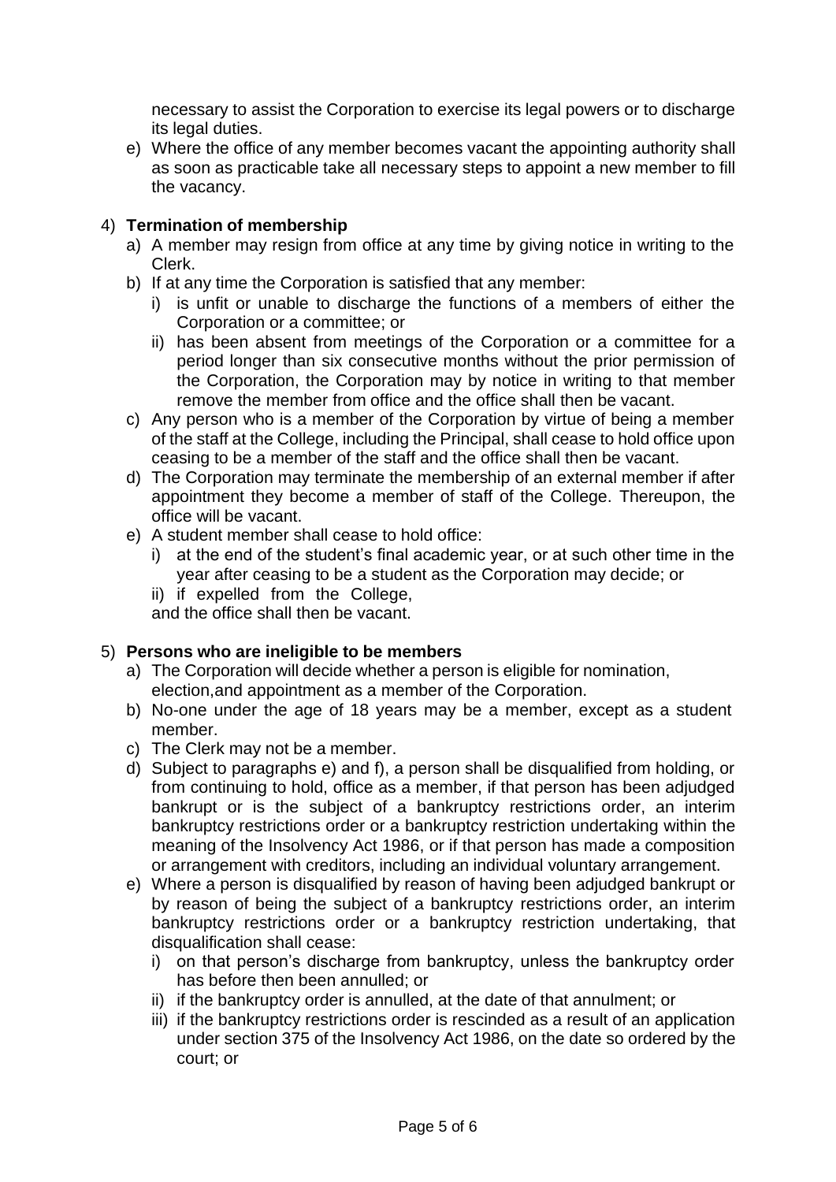necessary to assist the Corporation to exercise its legal powers or to discharge its legal duties.

e) Where the office of any member becomes vacant the appointing authority shall as soon as practicable take all necessary steps to appoint a new member to fill the vacancy.

4) **Termination of membership**

a) A member may resign from office at any time by giving notice in writing to the Clerk.

b) If at any time the Corporation is satisfied that any member:

   i) is unfit or unable to discharge the functions of a members of either the Corporation or a committee; or

   ii) has been absent from meetings of the Corporation or a committee for a period longer than six consecutive months without the prior permission of the Corporation, the Corporation may by notice in writing to that member remove the member from office and the office shall then be vacant.

c) Any person who is a member of the Corporation by virtue of being a member of the staff at the College, including the Principal, shall cease to hold office upon ceasing to be a member of the staff and the office shall then be vacant.

d) The Corporation may terminate the membership of an external member if after appointment they become a member of staff of the College. Thereupon, the office will be vacant.

e) A student member shall cease to hold office:

   i) at the end of the student's final academic year, or at such other time in the year after ceasing to be a student as the Corporation may decide; or

   ii) if expelled from the College,

   and the office shall then be vacant.

5) **Persons who are ineligible to be members**

a) The Corporation will decide whether a person is eligible for nomination, election,and appointment as a member of the Corporation.

b) No-one under the age of 18 years may be a member, except as a student member.

c) The Clerk may not be a member.

d) Subject to paragraphs e) and f), a person shall be disqualified from holding, or from continuing to hold, office as a member, if that person has been adjudged bankrupt or is the subject of a bankruptcy restrictions order, an interim bankruptcy restrictions order or a bankruptcy restriction undertaking within the meaning of the Insolvency Act 1986, or if that person has made a composition or arrangement with creditors, including an individual voluntary arrangement.

e) Where a person is disqualified by reason of having been adjudged bankrupt or by reason of being the subject of a bankruptcy restrictions order, an interim bankruptcy restrictions order or a bankruptcy restriction undertaking, that disqualification shall cease:

   i) on that person's discharge from bankruptcy, unless the bankruptcy order has before then been annulled; or

   ii) if the bankruptcy order is annulled, at the date of that annulment; or

   iii) if the bankruptcy restrictions order is rescinded as a result of an application under section 375 of the Insolvency Act 1986, on the date so ordered by the court; or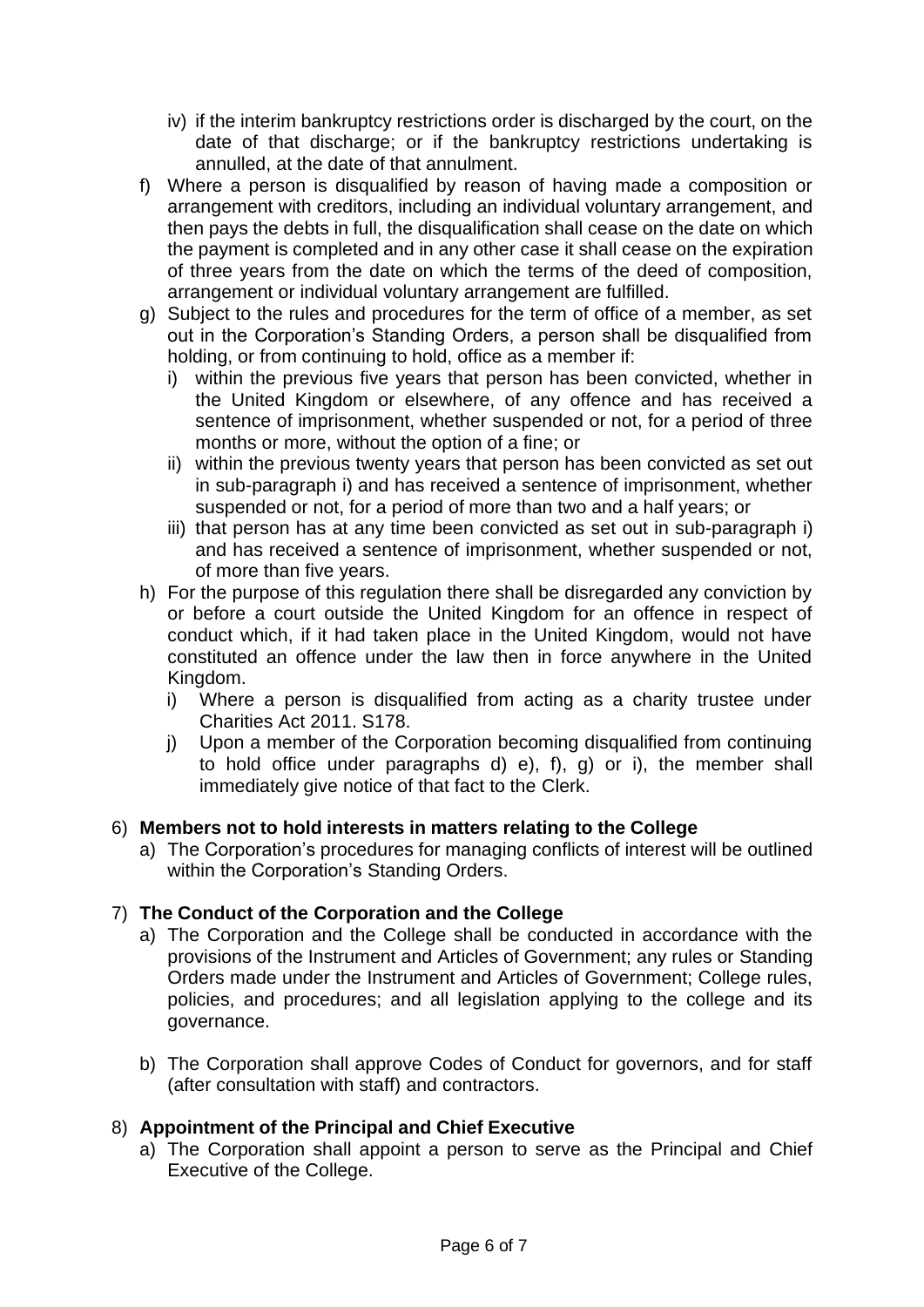iv) if the interim bankruptcy restrictions order is discharged by the court, on the date of that discharge; or if the bankruptcy restrictions undertaking is annulled, at the date of that annulment.

f) Where a person is disqualified by reason of having made a composition or arrangement with creditors, including an individual voluntary arrangement, and then pays the debts in full, the disqualification shall cease on the date on which the payment is completed and in any other case it shall cease on the expiration of three years from the date on which the terms of the deed of composition, arrangement or individual voluntary arrangement are fulfilled.

g) Subject to the rules and procedures for the term of office of a member, as set out in the Corporation's Standing Orders, a person shall be disqualified from holding, or from continuing to hold, office as a member if:
   i) within the previous five years that person has been convicted, whether in the United Kingdom or elsewhere, of any offence and has received a sentence of imprisonment, whether suspended or not, for a period of three months or more, without the option of a fine; or
   ii) within the previous twenty years that person has been convicted as set out in sub-paragraph i) and has received a sentence of imprisonment, whether suspended or not, for a period of more than two and a half years; or
   iii) that person has at any time been convicted as set out in sub-paragraph i) and has received a sentence of imprisonment, whether suspended or not, of more than five years.

h) For the purpose of this regulation there shall be disregarded any conviction by or before a court outside the United Kingdom for an offence in respect of conduct which, if it had taken place in the United Kingdom, would not have constituted an offence under the law then in force anywhere in the United Kingdom.
   i) Where a person is disqualified from acting as a charity trustee under Charities Act 2011. S178.
   j) Upon a member of the Corporation becoming disqualified from continuing to hold office under paragraphs d) e), f), g) or i), the member shall immediately give notice of that fact to the Clerk.

6) **Members not to hold interests in matters relating to the College**
   a) The Corporation's procedures for managing conflicts of interest will be outlined within the Corporation's Standing Orders.

7) **The Conduct of the Corporation and the College**
   a) The Corporation and the College shall be conducted in accordance with the provisions of the Instrument and Articles of Government; any rules or Standing Orders made under the Instrument and Articles of Government; College rules, policies, and procedures; and all legislation applying to the college and its governance.

   b) The Corporation shall approve Codes of Conduct for governors, and for staff (after consultation with staff) and contractors.

8) **Appointment of the Principal and Chief Executive**
   a) The Corporation shall appoint a person to serve as the Principal and Chief Executive of the College.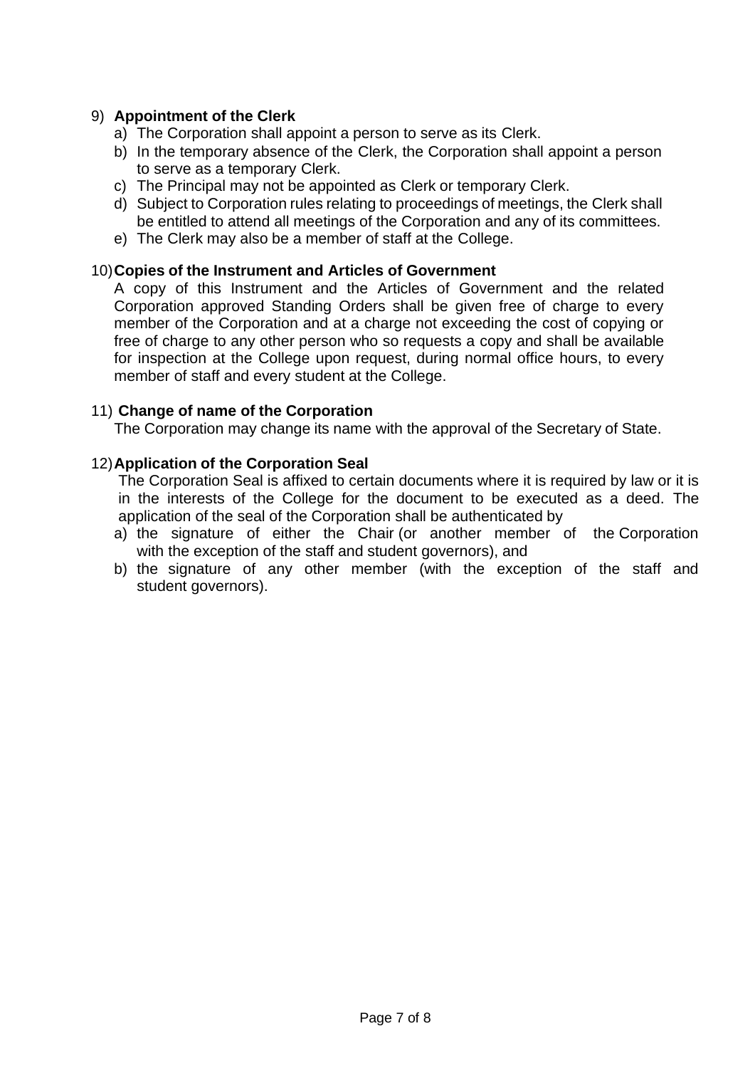9) **Appointment of the Clerk**

   a) The Corporation shall appoint a person to serve as its Clerk.
   b) In the temporary absence of the Clerk, the Corporation shall appoint a person to serve as a temporary Clerk.
   c) The Principal may not be appointed as Clerk or temporary Clerk.
   d) Subject to Corporation rules relating to proceedings of meetings, the Clerk shall be entitled to attend all meetings of the Corporation and any of its committees.
   e) The Clerk may also be a member of staff at the College.

10) **Copies of the Instrument and Articles of Government**

    A copy of this Instrument and the Articles of Government and the related Corporation approved Standing Orders shall be given free of charge to every member of the Corporation and at a charge not exceeding the cost of copying or free of charge to any other person who so requests a copy and shall be available for inspection at the College upon request, during normal office hours, to every member of staff and every student at the College.

11) **Change of name of the Corporation**

    The Corporation may change its name with the approval of the Secretary of State.

12) **Application of the Corporation Seal**

    The Corporation Seal is affixed to certain documents where it is required by law or it is in the interests of the College for the document to be executed as a deed. The application of the seal of the Corporation shall be authenticated by

    a) the signature of either the Chair (or another member of the Corporation with the exception of the staff and student governors), and
    b) the signature of any other member (with the exception of the staff and student governors).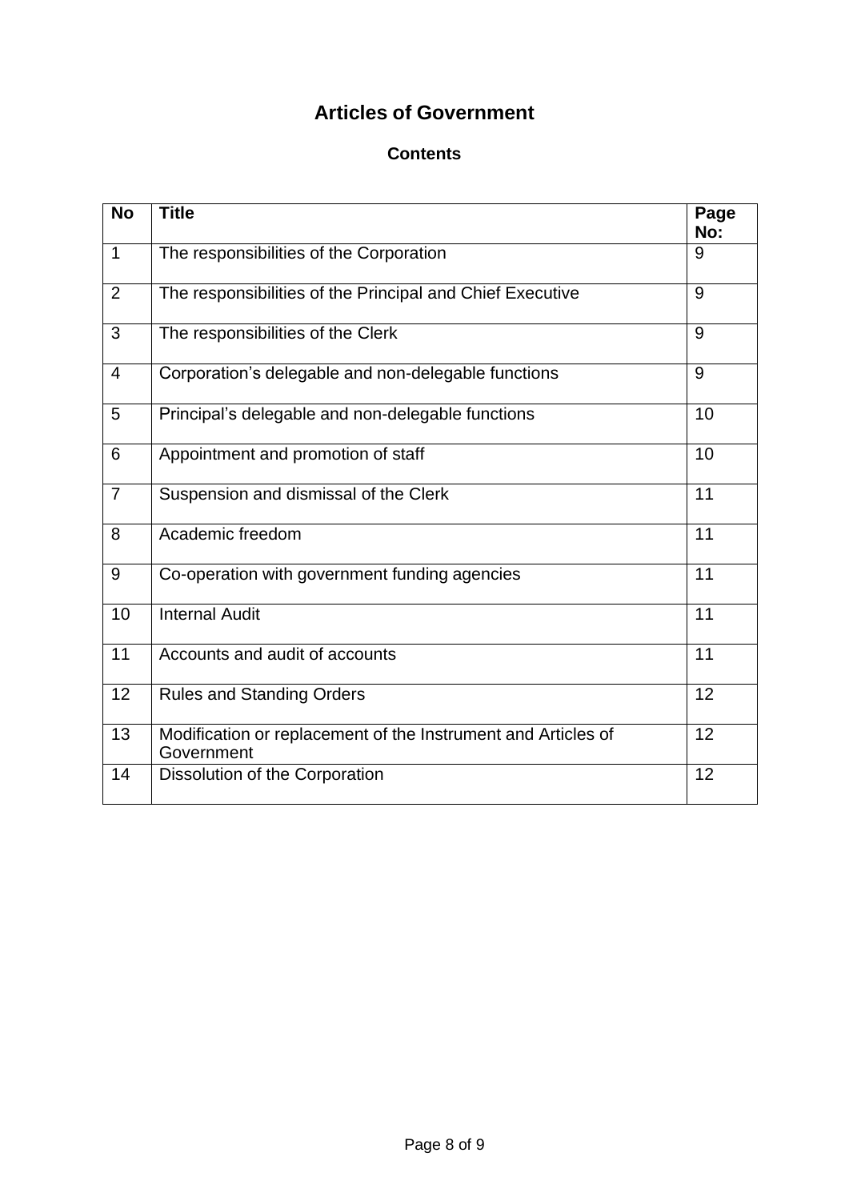# Articles of Government

## Contents

| No | Title | Page No: |
|---|---|---|
| 1 | The responsibilities of the Corporation | 9 |
| 2 | The responsibilities of the Principal and Chief Executive | 9 |
| 3 | The responsibilities of the Clerk | 9 |
| 4 | Corporation's delegable and non-delegable functions | 9 |
| 5 | Principal's delegable and non-delegable functions | 10 |
| 6 | Appointment and promotion of staff | 10 |
| 7 | Suspension and dismissal of the Clerk | 11 |
| 8 | Academic freedom | 11 |
| 9 | Co-operation with government funding agencies | 11 |
| 10 | Internal Audit | 11 |
| 11 | Accounts and audit of accounts | 11 |
| 12 | Rules and Standing Orders | 12 |
| 13 | Modification or replacement of the Instrument and Articles of Government | 12 |
| 14 | Dissolution of the Corporation | 12 |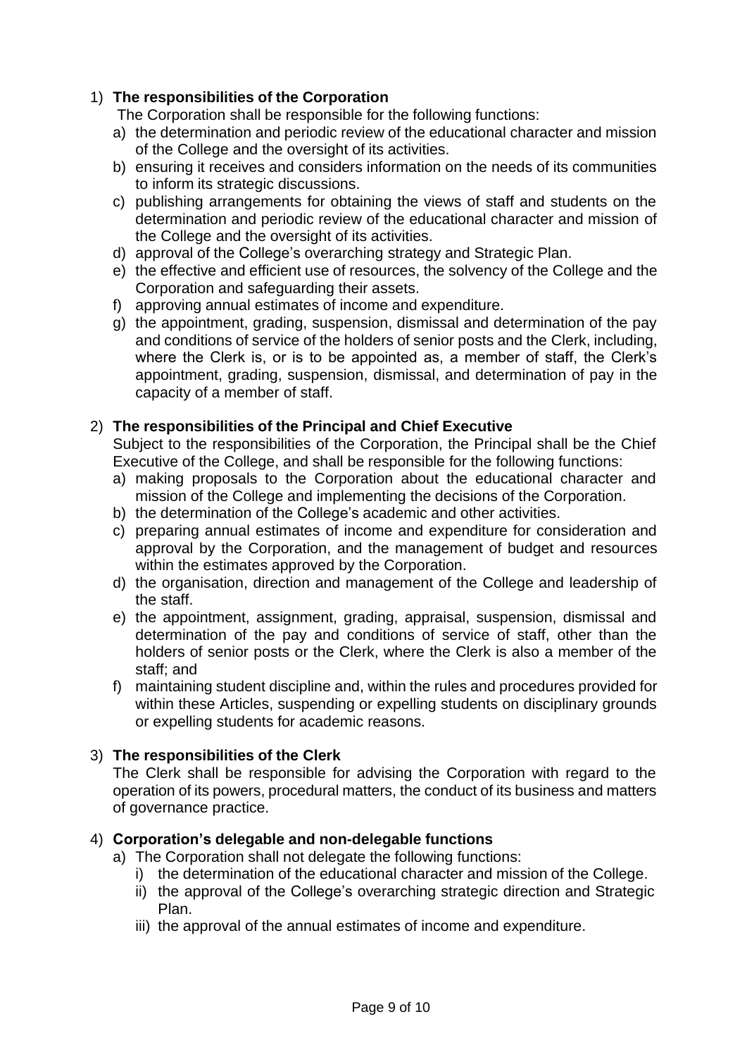1) **The responsibilities of the Corporation**

   The Corporation shall be responsible for the following functions:

   a) the determination and periodic review of the educational character and mission of the College and the oversight of its activities.
   b) ensuring it receives and considers information on the needs of its communities to inform its strategic discussions.
   c) publishing arrangements for obtaining the views of staff and students on the determination and periodic review of the educational character and mission of the College and the oversight of its activities.
   d) approval of the College's overarching strategy and Strategic Plan.
   e) the effective and efficient use of resources, the solvency of the College and the Corporation and safeguarding their assets.
   f) approving annual estimates of income and expenditure.
   g) the appointment, grading, suspension, dismissal and determination of the pay and conditions of service of the holders of senior posts and the Clerk, including, where the Clerk is, or is to be appointed as, a member of staff, the Clerk's appointment, grading, suspension, dismissal, and determination of pay in the capacity of a member of staff.

2) **The responsibilities of the Principal and Chief Executive**

   Subject to the responsibilities of the Corporation, the Principal shall be the Chief Executive of the College, and shall be responsible for the following functions:

   a) making proposals to the Corporation about the educational character and mission of the College and implementing the decisions of the Corporation.
   b) the determination of the College's academic and other activities.
   c) preparing annual estimates of income and expenditure for consideration and approval by the Corporation, and the management of budget and resources within the estimates approved by the Corporation.
   d) the organisation, direction and management of the College and leadership of the staff.
   e) the appointment, assignment, grading, appraisal, suspension, dismissal and determination of the pay and conditions of service of staff, other than the holders of senior posts or the Clerk, where the Clerk is also a member of the staff; and
   f) maintaining student discipline and, within the rules and procedures provided for within these Articles, suspending or expelling students on disciplinary grounds or expelling students for academic reasons.

3) **The responsibilities of the Clerk**

   The Clerk shall be responsible for advising the Corporation with regard to the operation of its powers, procedural matters, the conduct of its business and matters of governance practice.

4) **Corporation's delegable and non-delegable functions**

   a) The Corporation shall not delegate the following functions:
      i) the determination of the educational character and mission of the College.
      ii) the approval of the College's overarching strategic direction and Strategic Plan.
      iii) the approval of the annual estimates of income and expenditure.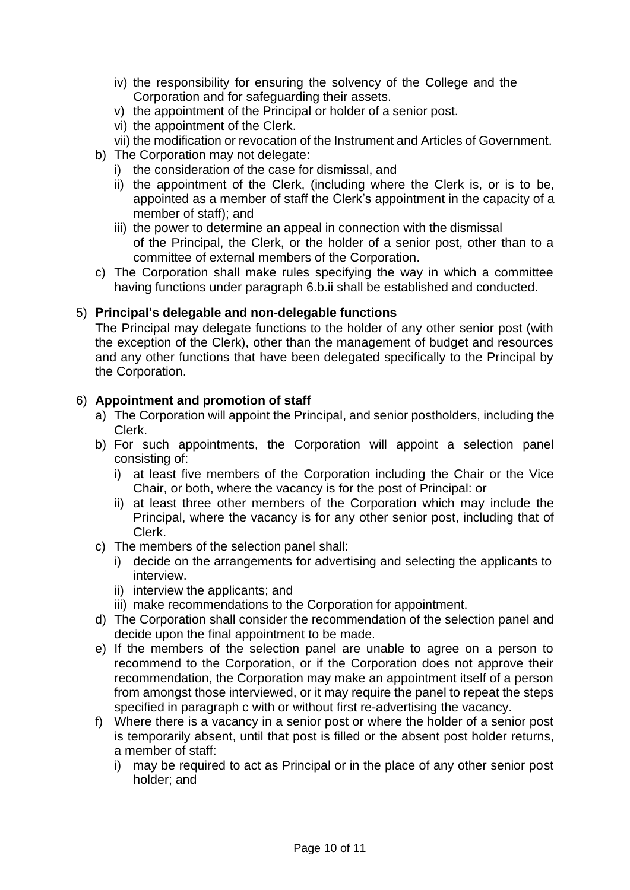- iv) the responsibility for ensuring the solvency of the College and the Corporation and for safeguarding their assets.
- v) the appointment of the Principal or holder of a senior post.
- vi) the appointment of the Clerk.
- vii) the modification or revocation of the Instrument and Articles of Government.

b) The Corporation may not delegate:

- i) the consideration of the case for dismissal, and
- ii) the appointment of the Clerk, (including where the Clerk is, or is to be, appointed as a member of staff the Clerk's appointment in the capacity of a member of staff); and
- iii) the power to determine an appeal in connection with the dismissal of the Principal, the Clerk, or the holder of a senior post, other than to a committee of external members of the Corporation.

c) The Corporation shall make rules specifying the way in which a committee having functions under paragraph 6.b.ii shall be established and conducted.

5) **Principal's delegable and non-delegable functions**

The Principal may delegate functions to the holder of any other senior post (with the exception of the Clerk), other than the management of budget and resources and any other functions that have been delegated specifically to the Principal by the Corporation.

6) **Appointment and promotion of staff**

a) The Corporation will appoint the Principal, and senior postholders, including the Clerk.

b) For such appointments, the Corporation will appoint a selection panel consisting of:

- i) at least five members of the Corporation including the Chair or the Vice Chair, or both, where the vacancy is for the post of Principal: or
- ii) at least three other members of the Corporation which may include the Principal, where the vacancy is for any other senior post, including that of Clerk.

c) The members of the selection panel shall:

- i) decide on the arrangements for advertising and selecting the applicants to interview.
- ii) interview the applicants; and
- iii) make recommendations to the Corporation for appointment.

d) The Corporation shall consider the recommendation of the selection panel and decide upon the final appointment to be made.

e) If the members of the selection panel are unable to agree on a person to recommend to the Corporation, or if the Corporation does not approve their recommendation, the Corporation may make an appointment itself of a person from amongst those interviewed, or it may require the panel to repeat the steps specified in paragraph c with or without first re-advertising the vacancy.

f) Where there is a vacancy in a senior post or where the holder of a senior post is temporarily absent, until that post is filled or the absent post holder returns, a member of staff:

- i) may be required to act as Principal or in the place of any other senior post holder; and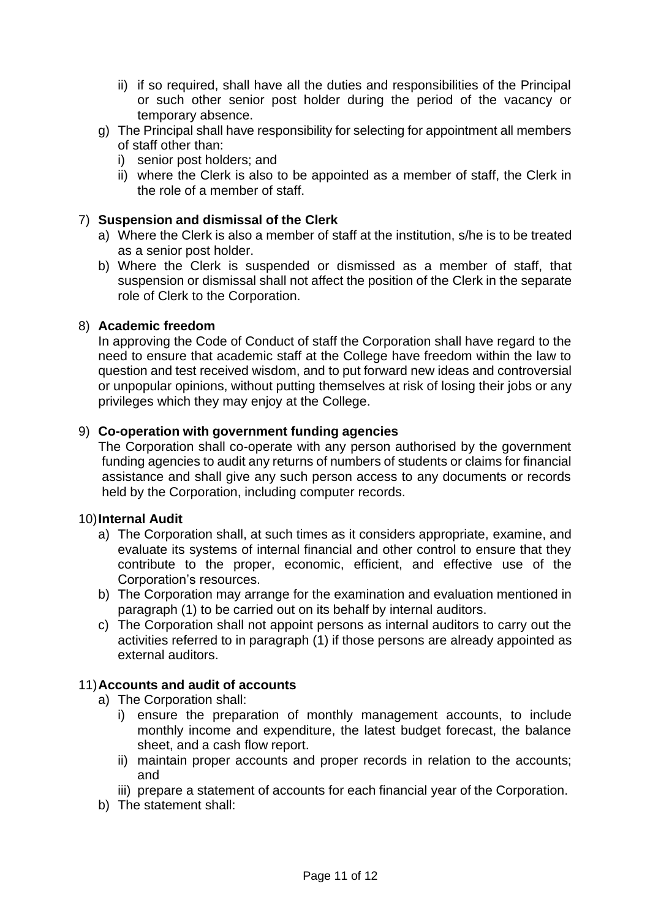ii) if so required, shall have all the duties and responsibilities of the Principal or such other senior post holder during the period of the vacancy or temporary absence.

g) The Principal shall have responsibility for selecting for appointment all members of staff other than:
   i) senior post holders; and
   ii) where the Clerk is also to be appointed as a member of staff, the Clerk in the role of a member of staff.

7) **Suspension and dismissal of the Clerk**

   a) Where the Clerk is also a member of staff at the institution, s/he is to be treated as a senior post holder.
   b) Where the Clerk is suspended or dismissed as a member of staff, that suspension or dismissal shall not affect the position of the Clerk in the separate role of Clerk to the Corporation.

8) **Academic freedom**

   In approving the Code of Conduct of staff the Corporation shall have regard to the need to ensure that academic staff at the College have freedom within the law to question and test received wisdom, and to put forward new ideas and controversial or unpopular opinions, without putting themselves at risk of losing their jobs or any privileges which they may enjoy at the College.

9) **Co-operation with government funding agencies**

   The Corporation shall co-operate with any person authorised by the government funding agencies to audit any returns of numbers of students or claims for financial assistance and shall give any such person access to any documents or records held by the Corporation, including computer records.

10) **Internal Audit**

   a) The Corporation shall, at such times as it considers appropriate, examine, and evaluate its systems of internal financial and other control to ensure that they contribute to the proper, economic, efficient, and effective use of the Corporation's resources.
   b) The Corporation may arrange for the examination and evaluation mentioned in paragraph (1) to be carried out on its behalf by internal auditors.
   c) The Corporation shall not appoint persons as internal auditors to carry out the activities referred to in paragraph (1) if those persons are already appointed as external auditors.

11) **Accounts and audit of accounts**

   a) The Corporation shall:
      i) ensure the preparation of monthly management accounts, to include monthly income and expenditure, the latest budget forecast, the balance sheet, and a cash flow report.
      ii) maintain proper accounts and proper records in relation to the accounts; and
      iii) prepare a statement of accounts for each financial year of the Corporation.
   b) The statement shall: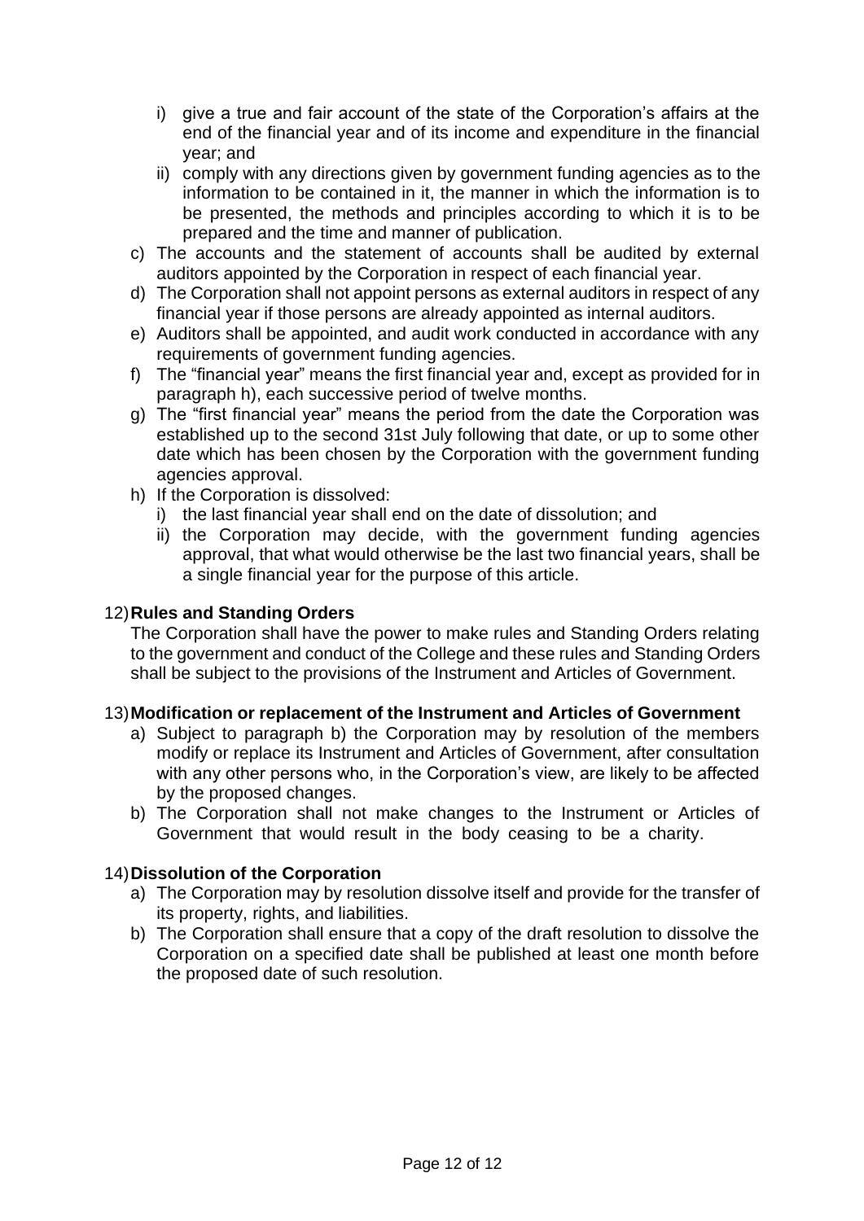i) give a true and fair account of the state of the Corporation's affairs at the end of the financial year and of its income and expenditure in the financial year; and
   ii) comply with any directions given by government funding agencies as to the information to be contained in it, the manner in which the information is to be presented, the methods and principles according to which it is to be prepared and the time and manner of publication.

c) The accounts and the statement of accounts shall be audited by external auditors appointed by the Corporation in respect of each financial year.
d) The Corporation shall not appoint persons as external auditors in respect of any financial year if those persons are already appointed as internal auditors.
e) Auditors shall be appointed, and audit work conducted in accordance with any requirements of government funding agencies.
f) The "financial year" means the first financial year and, except as provided for in paragraph h), each successive period of twelve months.
g) The "first financial year" means the period from the date the Corporation was established up to the second 31st July following that date, or up to some other date which has been chosen by the Corporation with the government funding agencies approval.
h) If the Corporation is dissolved:
   i) the last financial year shall end on the date of dissolution; and
   ii) the Corporation may decide, with the government funding agencies approval, that what would otherwise be the last two financial years, shall be a single financial year for the purpose of this article.

## 12) Rules and Standing Orders

The Corporation shall have the power to make rules and Standing Orders relating to the government and conduct of the College and these rules and Standing Orders shall be subject to the provisions of the Instrument and Articles of Government.

## 13) Modification or replacement of the Instrument and Articles of Government

a) Subject to paragraph b) the Corporation may by resolution of the members modify or replace its Instrument and Articles of Government, after consultation with any other persons who, in the Corporation's view, are likely to be affected by the proposed changes.
b) The Corporation shall not make changes to the Instrument or Articles of Government that would result in the body ceasing to be a charity.

## 14) Dissolution of the Corporation

a) The Corporation may by resolution dissolve itself and provide for the transfer of its property, rights, and liabilities.
b) The Corporation shall ensure that a copy of the draft resolution to dissolve the Corporation on a specified date shall be published at least one month before the proposed date of such resolution.